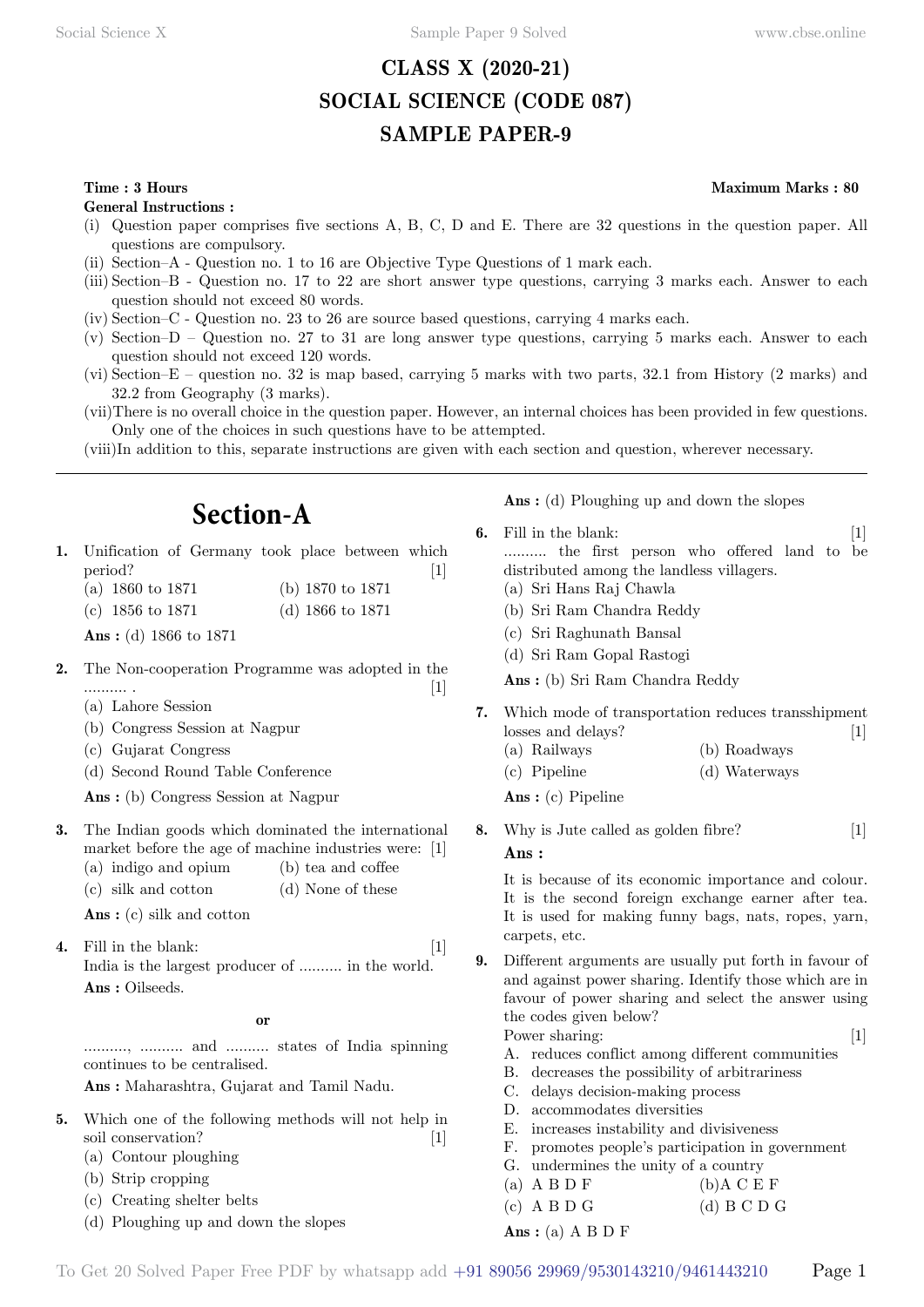# CLASS X (2020-21)
# SOCIAL SCIENCE (CODE 087)
# SAMPLE PAPER-9

**Time : 3 Hours** **Maximum Marks : 80**

**General Instructions :**

(i) Question paper comprises five sections A, B, C, D and E. There are 32 questions in the question paper. All questions are compulsory.
(ii) Section–A - Question no. 1 to 16 are Objective Type Questions of 1 mark each.
(iii) Section–B - Question no. 17 to 22 are short answer type questions, carrying 3 marks each. Answer to each question should not exceed 80 words.
(iv) Section–C - Question no. 23 to 26 are source based questions, carrying 4 marks each.
(v) Section–D – Question no. 27 to 31 are long answer type questions, carrying 5 marks each. Answer to each question should not exceed 120 words.
(vi) Section–E – question no. 32 is map based, carrying 5 marks with two parts, 32.1 from History (2 marks) and 32.2 from Geography (3 marks).
(vii) There is no overall choice in the question paper. However, an internal choices has been provided in few questions. Only one of the choices in such questions have to be attempted.
(viii) In addition to this, separate instructions are given with each section and question, wherever necessary.

---

## Section-A

**1.** Unification of Germany took place between which period? [1]
(a) 1860 to 1871
(b) 1870 to 1871
(c) 1856 to 1871
(d) 1866 to 1871

**Ans :** (d) 1866 to 1871

**2.** The Non-cooperation Programme was adopted in the .......... . [1]
(a) Lahore Session
(b) Congress Session at Nagpur
(c) Gujarat Congress
(d) Second Round Table Conference

**Ans :** (b) Congress Session at Nagpur

**3.** The Indian goods which dominated the international market before the age of machine industries were: [1]
(a) indigo and opium
(b) tea and coffee
(c) silk and cotton
(d) None of these

**Ans :** (c) silk and cotton

**4.** Fill in the blank: [1]
India is the largest producer of .......... in the world.

**Ans :** Oilseeds.

**or**

.........., .......... and .......... states of India spinning continues to be centralised.

**Ans :** Maharashtra, Gujarat and Tamil Nadu.

**5.** Which one of the following methods will not help in soil conservation? [1]
(a) Contour ploughing
(b) Strip cropping
(c) Creating shelter belts
(d) Ploughing up and down the slopes

**Ans :** (d) Ploughing up and down the slopes

**6.** Fill in the blank: [1]
.......... the first person who offered land to be distributed among the landless villagers.
(a) Sri Hans Raj Chawla
(b) Sri Ram Chandra Reddy
(c) Sri Raghunath Bansal
(d) Sri Ram Gopal Rastogi

**Ans :** (b) Sri Ram Chandra Reddy

**7.** Which mode of transportation reduces transshipment losses and delays? [1]
(a) Railways
(b) Roadways
(c) Pipeline
(d) Waterways

**Ans :** (c) Pipeline

**8.** Why is Jute called as golden fibre? [1]

**Ans :**

It is because of its economic importance and colour. It is the second foreign exchange earner after tea. It is used for making funny bags, nats, ropes, yarn, carpets, etc.

**9.** Different arguments are usually put forth in favour of and against power sharing. Identify those which are in favour of power sharing and select the answer using the codes given below?
Power sharing: [1]
A. reduces conflict among different communities
B. decreases the possibility of arbitrariness
C. delays decision-making process
D. accommodates diversities
E. increases instability and divisiveness
F. promotes people's participation in government
G. undermines the unity of a country
(a) A B D F
(b) A C E F
(c) A B D G
(d) B C D G

**Ans :** (a) A B D F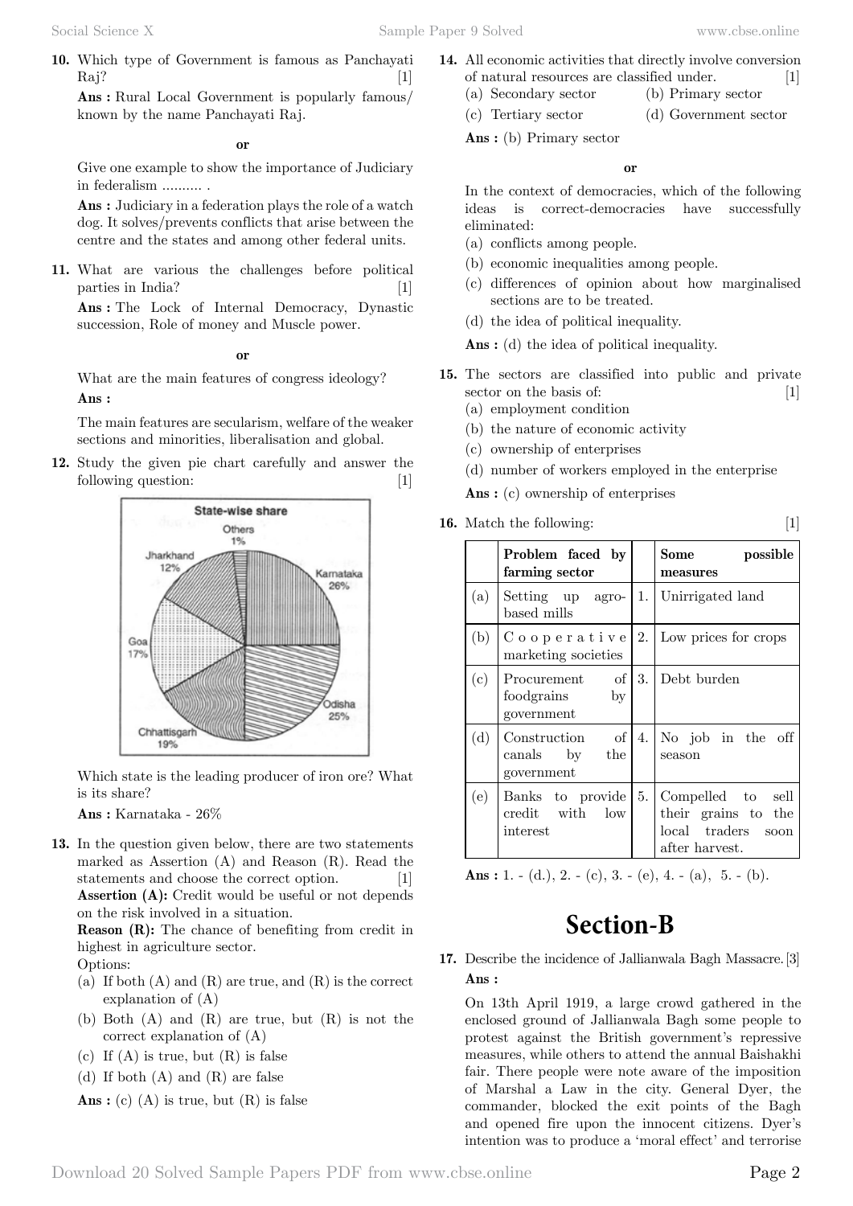**10.** Which type of Government is famous as Panchayati Raj? [1]

**Ans :** Rural Local Government is popularly famous/ known by the name Panchayati Raj.

**or**

Give one example to show the importance of Judiciary in federalism .......... .

**Ans :** Judiciary in a federation plays the role of a watch dog. It solves/prevents conflicts that arise between the centre and the states and among other federal units.

**11.** What are various the challenges before political parties in India? [1]

**Ans :** The Lock of Internal Democracy, Dynastic succession, Role of money and Muscle power.

**or**

What are the main features of congress ideology?

**Ans :**

The main features are secularism, welfare of the weaker sections and minorities, liberalisation and global.

**12.** Study the given pie chart carefully and answer the following question: [1]

State-wise share

Others 1%, Karnataka 26%, Odisha 25%, Chhattisgarh 19%, Goa 17%, Jharkhand 12%

Which state is the leading producer of iron ore? What is its share?

**Ans :** Karnataka - 26%

**13.** In the question given below, there are two statements marked as Assertion (A) and Reason (R). Read the statements and choose the correct option. [1]

**Assertion (A):** Credit would be useful or not depends on the risk involved in a situation.

**Reason (R):** The chance of benefiting from credit in highest in agriculture sector.

Options:

(a) If both (A) and (R) are true, and (R) is the correct explanation of (A)

(b) Both (A) and (R) are true, but (R) is not the correct explanation of (A)

(c) If (A) is true, but (R) is false

(d) If both (A) and (R) are false

**Ans :** (c) (A) is true, but (R) is false

**14.** All economic activities that directly involve conversion of natural resources are classified under. [1]

(a) Secondary sector
(b) Primary sector
(c) Tertiary sector
(d) Government sector

**Ans :** (b) Primary sector

**or**

In the context of democracies, which of the following ideas is correct-democracies have successfully eliminated:

(a) conflicts among people.

(b) economic inequalities among people.

(c) differences of opinion about how marginalised sections are to be treated.

(d) the idea of political inequality.

**Ans :** (d) the idea of political inequality.

**15.** The sectors are classified into public and private sector on the basis of: [1]

(a) employment condition

(b) the nature of economic activity

(c) ownership of enterprises

(d) number of workers employed in the enterprise

**Ans :** (c) ownership of enterprises

**16.** Match the following: [1]

| | Problem faced by farming sector | | Some possible measures |
|---|---|---|---|
| (a) | Setting up agro-based mills | 1. | Unirrigated land |
| (b) | Cooperative marketing societies | 2. | Low prices for crops |
| (c) | Procurement of foodgrains by government | 3. | Debt burden |
| (d) | Construction of canals by the government | 4. | No job in the off season |
| (e) | Banks to provide credit with low interest | 5. | Compelled to sell their grains to the local traders soon after harvest. |

**Ans :** 1. - (d.), 2. - (c), 3. - (e), 4. - (a), 5. - (b).

## Section-B

**17.** Describe the incidence of Jallianwala Bagh Massacre. [3]

**Ans :**

On 13th April 1919, a large crowd gathered in the enclosed ground of Jallianwala Bagh some people to protest against the British government's repressive measures, while others to attend the annual Baishakhi fair. There people were note aware of the imposition of Marshal a Law in the city. General Dyer, the commander, blocked the exit points of the Bagh and opened fire upon the innocent citizens. Dyer's intention was to produce a 'moral effect' and terrorise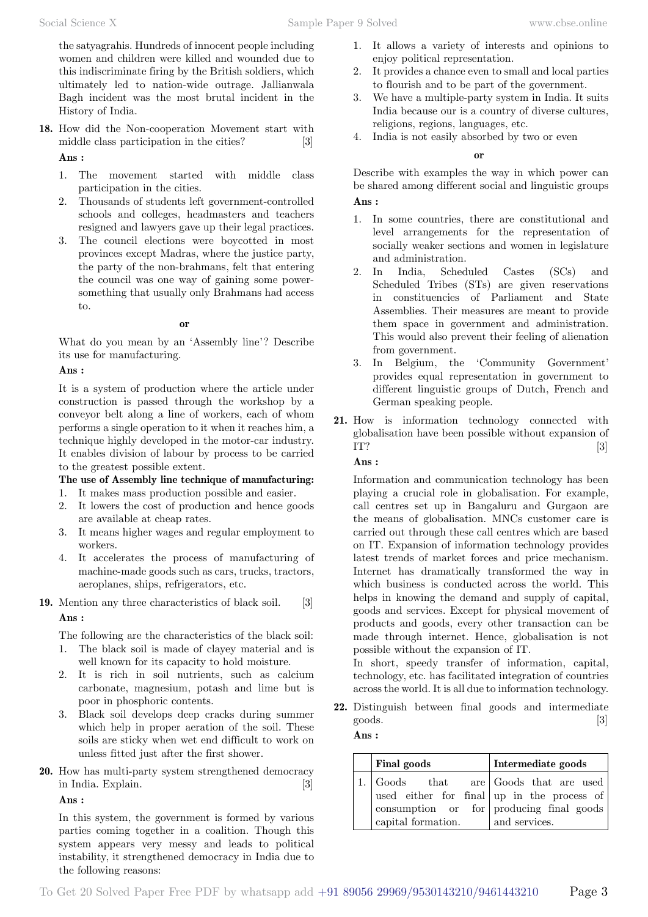the satyagrahis. Hundreds of innocent people including women and children were killed and wounded due to this indiscriminate firing by the British soldiers, which ultimately led to nation-wide outrage. Jallianwala Bagh incident was the most brutal incident in the History of India.

**18.** How did the Non-cooperation Movement start with middle class participation in the cities? [3]

**Ans :**

1. The movement started with middle class participation in the cities.
2. Thousands of students left government-controlled schools and colleges, headmasters and teachers resigned and lawyers gave up their legal practices.
3. The council elections were boycotted in most provinces except Madras, where the justice party, the party of the non-brahmans, felt that entering the council was one way of gaining some power-something that usually only Brahmans had access to.

**or**

What do you mean by an 'Assembly line'? Describe its use for manufacturing.

**Ans :**

It is a system of production where the article under construction is passed through the workshop by a conveyor belt along a line of workers, each of whom performs a single operation to it when it reaches him, a technique highly developed in the motor-car industry. It enables division of labour by process to be carried to the greatest possible extent.

**The use of Assembly line technique of manufacturing:**

1. It makes mass production possible and easier.
2. It lowers the cost of production and hence goods are available at cheap rates.
3. It means higher wages and regular employment to workers.
4. It accelerates the process of manufacturing of machine-made goods such as cars, trucks, tractors, aeroplanes, ships, refrigerators, etc.

**19.** Mention any three characteristics of black soil. [3]

**Ans :**

The following are the characteristics of the black soil:

1. The black soil is made of clayey material and is well known for its capacity to hold moisture.
2. It is rich in soil nutrients, such as calcium carbonate, magnesium, potash and lime but is poor in phosphoric contents.
3. Black soil develops deep cracks during summer which help in proper aeration of the soil. These soils are sticky when wet end difficult to work on unless fitted just after the first shower.

**20.** How has multi-party system strengthened democracy in India. Explain. [3]

**Ans :**

In this system, the government is formed by various parties coming together in a coalition. Though this system appears very messy and leads to political instability, it strengthened democracy in India due to the following reasons:

1. It allows a variety of interests and opinions to enjoy political representation.
2. It provides a chance even to small and local parties to flourish and to be part of the government.
3. We have a multiple-party system in India. It suits India because our is a country of diverse cultures, religions, regions, languages, etc.
4. India is not easily absorbed by two or even

**or**

Describe with examples the way in which power can be shared among different social and linguistic groups

**Ans :**

1. In some countries, there are constitutional and level arrangements for the representation of socially weaker sections and women in legislature and administration.
2. In India, Scheduled Castes (SCs) and Scheduled Tribes (STs) are given reservations in constituencies of Parliament and State Assemblies. Their measures are meant to provide them space in government and administration. This would also prevent their feeling of alienation from government.
3. In Belgium, the 'Community Government' provides equal representation in government to different linguistic groups of Dutch, French and German speaking people.

**21.** How is information technology connected with globalisation have been possible without expansion of IT? [3]

**Ans :**

Information and communication technology has been playing a crucial role in globalisation. For example, call centres set up in Bangaluru and Gurgaon are the means of globalisation. MNCs customer care is carried out through these call centres which are based on IT. Expansion of information technology provides latest trends of market forces and price mechanism. Internet has dramatically transformed the way in which business is conducted across the world. This helps in knowing the demand and supply of capital, goods and services. Except for physical movement of products and goods, every other transaction can be made through internet. Hence, globalisation is not possible without the expansion of IT.

In short, speedy transfer of information, capital, technology, etc. has facilitated integration of countries across the world. It is all due to information technology.

**22.** Distinguish between final goods and intermediate goods. [3]

**Ans :**

| | Final goods | Intermediate goods |
|---|---|---|
| 1. | Goods that are used either for final consumption or for capital formation. | Goods that are used up in the process of producing final goods and services. |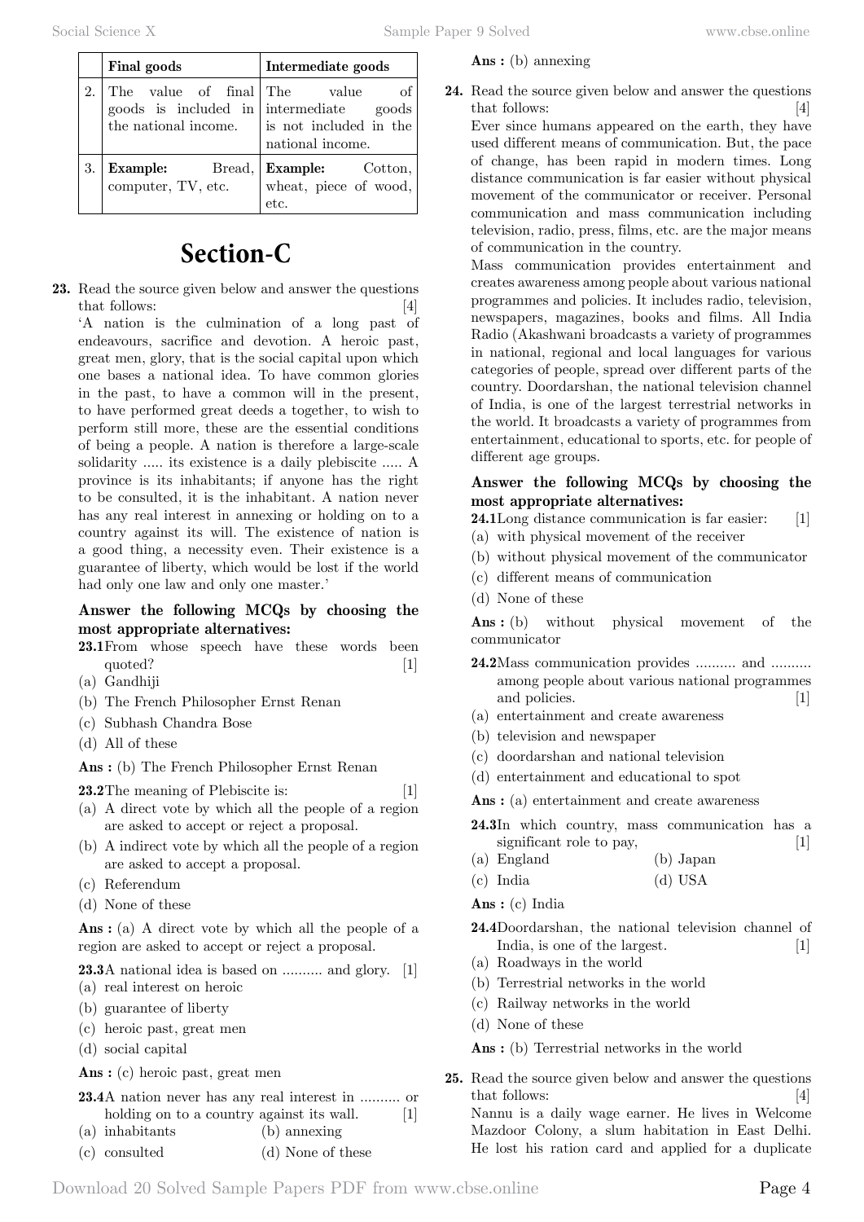| | Final goods | Intermediate goods |
|---|---|---|
| 2. | The value of final goods is included in the national income. | The value of intermediate goods is not included in the national income. |
| 3. | **Example:** Bread, computer, TV, etc. | **Example:** Cotton, wheat, piece of wood, etc. |

# Section-C

**23.** Read the source given below and answer the questions that follows: [4]

'A nation is the culmination of a long past of endeavours, sacrifice and devotion. A heroic past, great men, glory, that is the social capital upon which one bases a national idea. To have common glories in the past, to have a common will in the present, to have performed great deeds a together, to wish to perform still more, these are the essential conditions of being a people. A nation is therefore a large-scale solidarity ..... its existence is a daily plebiscite ..... A province is its inhabitants; if anyone has the right to be consulted, it is the inhabitant. A nation never has any real interest in annexing or holding on to a country against its will. The existence of nation is a good thing, a necessity even. Their existence is a guarantee of liberty, which would be lost if the world had only one law and only one master.'

**Answer the following MCQs by choosing the most appropriate alternatives:**

**23.1** From whose speech have these words been quoted? [1]

(a) Gandhiji
(b) The French Philosopher Ernst Renan
(c) Subhash Chandra Bose
(d) All of these

**Ans :** (b) The French Philosopher Ernst Renan

**23.2** The meaning of Plebiscite is: [1]

(a) A direct vote by which all the people of a region are asked to accept or reject a proposal.
(b) A indirect vote by which all the people of a region are asked to accept a proposal.
(c) Referendum
(d) None of these

**Ans :** (a) A direct vote by which all the people of a region are asked to accept or reject a proposal.

**23.3** A national idea is based on .......... and glory. [1]

(a) real interest on heroic
(b) guarantee of liberty
(c) heroic past, great men
(d) social capital

**Ans :** (c) heroic past, great men

**23.4** A nation never has any real interest in .......... or holding on to a country against its wall. [1]

(a) inhabitants
(b) annexing
(c) consulted
(d) None of these

**Ans :** (b) annexing

**24.** Read the source given below and answer the questions that follows: [4]

Ever since humans appeared on the earth, they have used different means of communication. But, the pace of change, has been rapid in modern times. Long distance communication is far easier without physical movement of the communicator or receiver. Personal communication and mass communication including television, radio, press, films, etc. are the major means of communication in the country.

Mass communication provides entertainment and creates awareness among people about various national programmes and policies. It includes radio, television, newspapers, magazines, books and films. All India Radio (Akashwani broadcasts a variety of programmes in national, regional and local languages for various categories of people, spread over different parts of the country. Doordarshan, the national television channel of India, is one of the largest terrestrial networks in the world. It broadcasts a variety of programmes from entertainment, educational to sports, etc. for people of different age groups.

**Answer the following MCQs by choosing the most appropriate alternatives:**

**24.1** Long distance communication is far easier: [1]

(a) with physical movement of the receiver
(b) without physical movement of the communicator
(c) different means of communication
(d) None of these

**Ans :** (b) without physical movement of the communicator

**24.2** Mass communication provides .......... and .......... among people about various national programmes and policies. [1]

(a) entertainment and create awareness
(b) television and newspaper
(c) doordarshan and national television
(d) entertainment and educational to spot

**Ans :** (a) entertainment and create awareness

**24.3** In which country, mass communication has a significant role to pay, [1]

(a) England
(b) Japan
(c) India
(d) USA

**Ans :** (c) India

**24.4** Doordarshan, the national television channel of India, is one of the largest. [1]

(a) Roadways in the world
(b) Terrestrial networks in the world
(c) Railway networks in the world
(d) None of these

**Ans :** (b) Terrestrial networks in the world

**25.** Read the source given below and answer the questions that follows: [4]

Nannu is a daily wage earner. He lives in Welcome Mazdoor Colony, a slum habitation in East Delhi. He lost his ration card and applied for a duplicate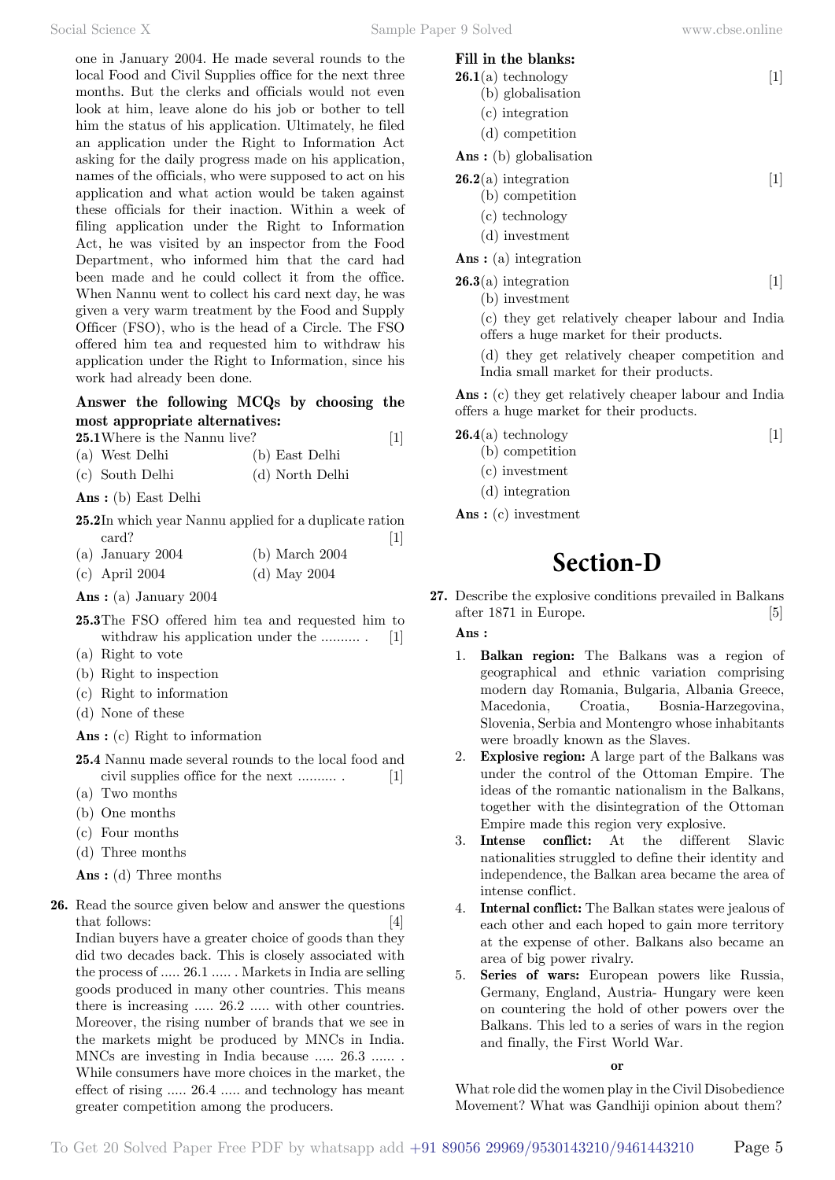one in January 2004. He made several rounds to the local Food and Civil Supplies office for the next three months. But the clerks and officials would not even look at him, leave alone do his job or bother to tell him the status of his application. Ultimately, he filed an application under the Right to Information Act asking for the daily progress made on his application, names of the officials, who were supposed to act on his application and what action would be taken against these officials for their inaction. Within a week of filing application under the Right to Information Act, he was visited by an inspector from the Food Department, who informed him that the card had been made and he could collect it from the office. When Nannu went to collect his card next day, he was given a very warm treatment by the Food and Supply Officer (FSO), who is the head of a Circle. The FSO offered him tea and requested him to withdraw his application under the Right to Information, since his work had already been done.

**Answer the following MCQs by choosing the most appropriate alternatives:**

**25.1** Where is the Nannu live? [1]

(a) West Delhi (b) East Delhi
(c) South Delhi (d) North Delhi

**Ans :** (b) East Delhi

**25.2** In which year Nannu applied for a duplicate ration card? [1]

(a) January 2004 (b) March 2004
(c) April 2004 (d) May 2004

**Ans :** (a) January 2004

**25.3** The FSO offered him tea and requested him to withdraw his application under the .......... . [1]

(a) Right to vote
(b) Right to inspection
(c) Right to information
(d) None of these

**Ans :** (c) Right to information

**25.4** Nannu made several rounds to the local food and civil supplies office for the next .......... . [1]

(a) Two months
(b) One months
(c) Four months
(d) Three months

**Ans :** (d) Three months

**26.** Read the source given below and answer the questions that follows: [4]

Indian buyers have a greater choice of goods than they did two decades back. This is closely associated with the process of ..... 26.1 ..... . Markets in India are selling goods produced in many other countries. This means there is increasing ..... 26.2 ..... with other countries. Moreover, the rising number of brands that we see in the markets might be produced by MNCs in India. MNCs are investing in India because ..... 26.3 ...... . While consumers have more choices in the market, the effect of rising ..... 26.4 ..... and technology has meant greater competition among the producers.

**Fill in the blanks:**

**26.1** (a) technology [1]
(b) globalisation
(c) integration
(d) competition

**Ans :** (b) globalisation

**26.2** (a) integration [1]
(b) competition
(c) technology
(d) investment

**Ans :** (a) integration

**26.3** (a) integration [1]
(b) investment
(c) they get relatively cheaper labour and India offers a huge market for their products.
(d) they get relatively cheaper competition and India small market for their products.

**Ans :** (c) they get relatively cheaper labour and India offers a huge market for their products.

**26.4** (a) technology [1]
(b) competition
(c) investment
(d) integration

**Ans :** (c) investment

# Section-D

**27.** Describe the explosive conditions prevailed in Balkans after 1871 in Europe. [5]

**Ans :**

1. **Balkan region:** The Balkans was a region of geographical and ethnic variation comprising modern day Romania, Bulgaria, Albania Greece, Macedonia, Croatia, Bosnia-Harzegovina, Slovenia, Serbia and Montengro whose inhabitants were broadly known as the Slaves.
2. **Explosive region:** A large part of the Balkans was under the control of the Ottoman Empire. The ideas of the romantic nationalism in the Balkans, together with the disintegration of the Ottoman Empire made this region very explosive.
3. **Intense conflict:** At the different Slavic nationalities struggled to define their identity and independence, the Balkan area became the area of intense conflict.
4. **Internal conflict:** The Balkan states were jealous of each other and each hoped to gain more territory at the expense of other. Balkans also became an area of big power rivalry.
5. **Series of wars:** European powers like Russia, Germany, England, Austria- Hungary were keen on countering the hold of other powers over the Balkans. This led to a series of wars in the region and finally, the First World War.

**or**

What role did the women play in the Civil Disobedience Movement? What was Gandhiji opinion about them?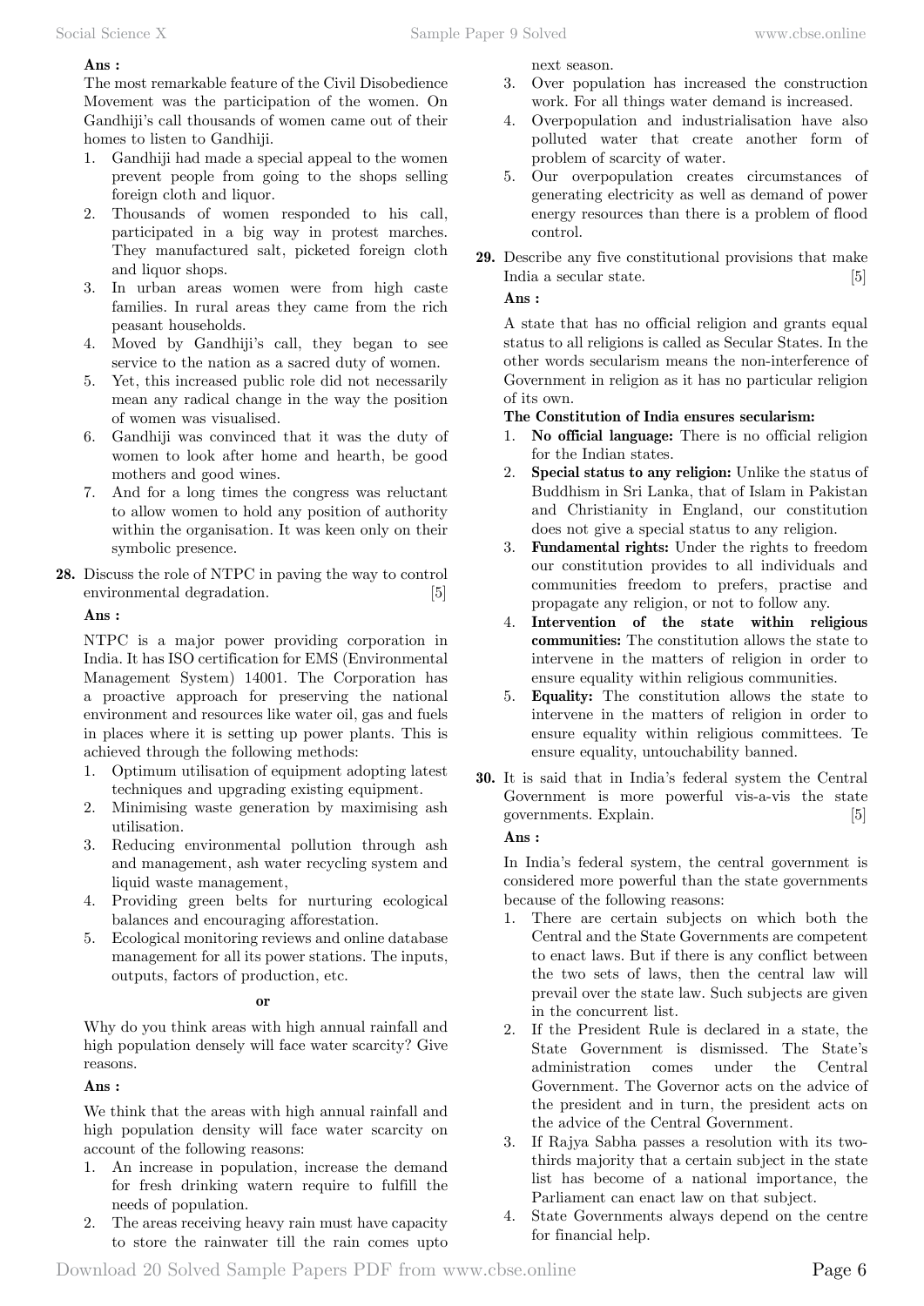**Ans :**

The most remarkable feature of the Civil Disobedience Movement was the participation of the women. On Gandhiji's call thousands of women came out of their homes to listen to Gandhiji.

1. Gandhiji had made a special appeal to the women prevent people from going to the shops selling foreign cloth and liquor.
2. Thousands of women responded to his call, participated in a big way in protest marches. They manufactured salt, picketed foreign cloth and liquor shops.
3. In urban areas women were from high caste families. In rural areas they came from the rich peasant households.
4. Moved by Gandhiji's call, they began to see service to the nation as a sacred duty of women.
5. Yet, this increased public role did not necessarily mean any radical change in the way the position of women was visualised.
6. Gandhiji was convinced that it was the duty of women to look after home and hearth, be good mothers and good wines.
7. And for a long times the congress was reluctant to allow women to hold any position of authority within the organisation. It was keen only on their symbolic presence.

**28.** Discuss the role of NTPC in paving the way to control environmental degradation. [5]

**Ans :**

NTPC is a major power providing corporation in India. It has ISO certification for EMS (Environmental Management System) 14001. The Corporation has a proactive approach for preserving the national environment and resources like water oil, gas and fuels in places where it is setting up power plants. This is achieved through the following methods:

1. Optimum utilisation of equipment adopting latest techniques and upgrading existing equipment.
2. Minimising waste generation by maximising ash utilisation.
3. Reducing environmental pollution through ash and management, ash water recycling system and liquid waste management,
4. Providing green belts for nurturing ecological balances and encouraging afforestation.
5. Ecological monitoring reviews and online database management for all its power stations. The inputs, outputs, factors of production, etc.

**or**

Why do you think areas with high annual rainfall and high population densely will face water scarcity? Give reasons.

**Ans :**

We think that the areas with high annual rainfall and high population density will face water scarcity on account of the following reasons:

1. An increase in population, increase the demand for fresh drinking watern require to fulfill the needs of population.
2. The areas receiving heavy rain must have capacity to store the rainwater till the rain comes upto next season.
3. Over population has increased the construction work. For all things water demand is increased.
4. Overpopulation and industrialisation have also polluted water that create another form of problem of scarcity of water.
5. Our overpopulation creates circumstances of generating electricity as well as demand of power energy resources than there is a problem of flood control.

**29.** Describe any five constitutional provisions that make India a secular state. [5]

**Ans :**

A state that has no official religion and grants equal status to all religions is called as Secular States. In the other words secularism means the non-interference of Government in religion as it has no particular religion of its own.

**The Constitution of India ensures secularism:**

1. **No official language:** There is no official religion for the Indian states.
2. **Special status to any religion:** Unlike the status of Buddhism in Sri Lanka, that of Islam in Pakistan and Christianity in England, our constitution does not give a special status to any religion.
3. **Fundamental rights:** Under the rights to freedom our constitution provides to all individuals and communities freedom to prefers, practise and propagate any religion, or not to follow any.
4. **Intervention of the state within religious communities:** The constitution allows the state to intervene in the matters of religion in order to ensure equality within religious communities.
5. **Equality:** The constitution allows the state to intervene in the matters of religion in order to ensure equality within religious committees. Te ensure equality, untouchability banned.

**30.** It is said that in India's federal system the Central Government is more powerful vis-a-vis the state governments. Explain. [5]

**Ans :**

In India's federal system, the central government is considered more powerful than the state governments because of the following reasons:

1. There are certain subjects on which both the Central and the State Governments are competent to enact laws. But if there is any conflict between the two sets of laws, then the central law will prevail over the state law. Such subjects are given in the concurrent list.
2. If the President Rule is declared in a state, the State Government is dismissed. The State's administration comes under the Central Government. The Governor acts on the advice of the president and in turn, the president acts on the advice of the Central Government.
3. If Rajya Sabha passes a resolution with its two-thirds majority that a certain subject in the state list has become of a national importance, the Parliament can enact law on that subject.
4. State Governments always depend on the centre for financial help.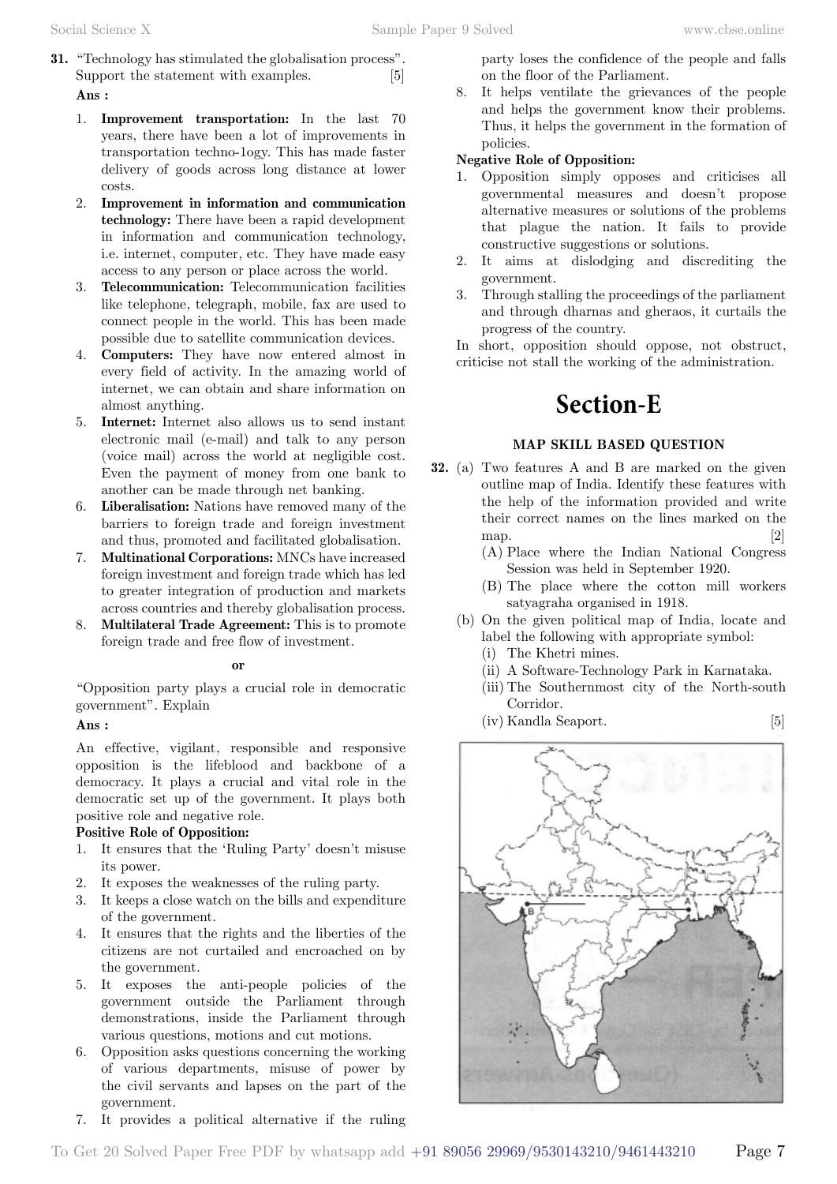**31.** "Technology has stimulated the globalisation process". Support the statement with examples. [5]

**Ans :**

1. **Improvement transportation:** In the last 70 years, there have been a lot of improvements in transportation techno-1ogy. This has made faster delivery of goods across long distance at lower costs.
2. **Improvement in information and communication technology:** There have been a rapid development in information and communication technology, i.e. internet, computer, etc. They have made easy access to any person or place across the world.
3. **Telecommunication:** Telecommunication facilities like telephone, telegraph, mobile, fax are used to connect people in the world. This has been made possible due to satellite communication devices.
4. **Computers:** They have now entered almost in every field of activity. In the amazing world of internet, we can obtain and share information on almost anything.
5. **Internet:** Internet also allows us to send instant electronic mail (e-mail) and talk to any person (voice mail) across the world at negligible cost. Even the payment of money from one bank to another can be made through net banking.
6. **Liberalisation:** Nations have removed many of the barriers to foreign trade and foreign investment and thus, promoted and facilitated globalisation.
7. **Multinational Corporations:** MNCs have increased foreign investment and foreign trade which has led to greater integration of production and markets across countries and thereby globalisation process.
8. **Multilateral Trade Agreement:** This is to promote foreign trade and free flow of investment.

**or**

"Opposition party plays a crucial role in democratic government". Explain

**Ans :**

An effective, vigilant, responsible and responsive opposition is the lifeblood and backbone of a democracy. It plays a crucial and vital role in the democratic set up of the government. It plays both positive role and negative role.

**Positive Role of Opposition:**

1. It ensures that the 'Ruling Party' doesn't misuse its power.
2. It exposes the weaknesses of the ruling party.
3. It keeps a close watch on the bills and expenditure of the government.
4. It ensures that the rights and the liberties of the citizens are not curtailed and encroached on by the government.
5. It exposes the anti-people policies of the government outside the Parliament through demonstrations, inside the Parliament through various questions, motions and cut motions.
6. Opposition asks questions concerning the working of various departments, misuse of power by the civil servants and lapses on the part of the government.
7. It provides a political alternative if the ruling party loses the confidence of the people and falls on the floor of the Parliament.
8. It helps ventilate the grievances of the people and helps the government know their problems. Thus, it helps the government in the formation of policies.

**Negative Role of Opposition:**

1. Opposition simply opposes and criticises all governmental measures and doesn't propose alternative measures or solutions of the problems that plague the nation. It fails to provide constructive suggestions or solutions.
2. It aims at dislodging and discrediting the government.
3. Through stalling the proceedings of the parliament and through dharnas and gheraos, it curtails the progress of the country.

In short, opposition should oppose, not obstruct, criticise not stall the working of the administration.

# Section-E

### MAP SKILL BASED QUESTION

**32.** (a) Two features A and B are marked on the given outline map of India. Identify these features with the help of the information provided and write their correct names on the lines marked on the map. [2]

(A) Place where the Indian National Congress Session was held in September 1920.

(B) The place where the cotton mill workers satyagraha organised in 1918.

(b) On the given political map of India, locate and label the following with appropriate symbol:

(i) The Khetri mines.

(ii) A Software-Technology Park in Karnataka.

(iii) The Southernmost city of the North-south Corridor.

(iv) Kandla Seaport. [5]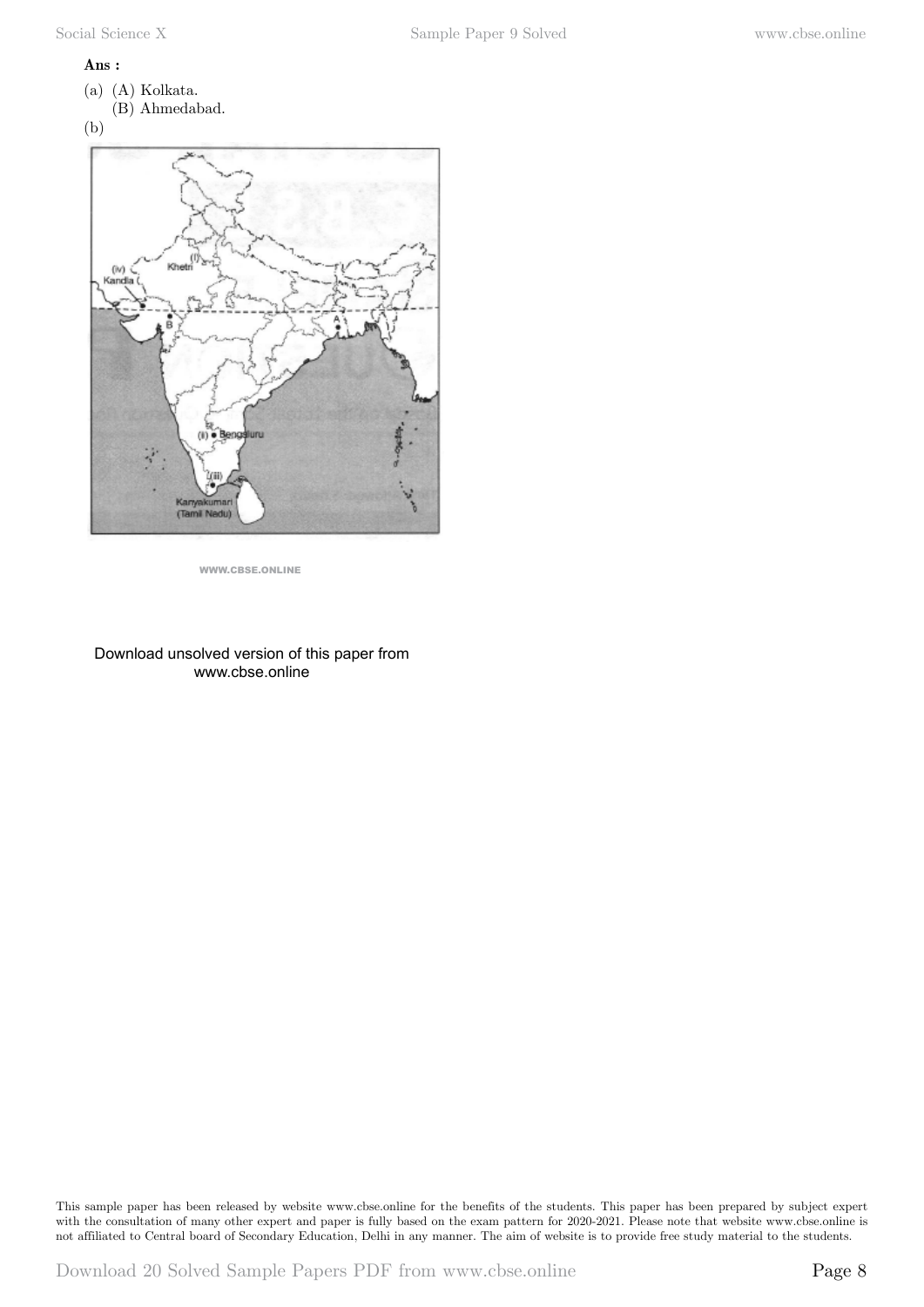**Ans :**

(a) (A) Kolkata.

(B) Ahmedabad.

(b)

Khetri (i)

(iv) Kandla

B

A

(ii) Bengaluru

(iii)

Kanyakumari (Tamil Nadu)

WWW.CBSE.ONLINE

Download unsolved version of this paper from www.cbse.online

This sample paper has been released by website www.cbse.online for the benefits of the students. This paper has been prepared by subject expert with the consultation of many other expert and paper is fully based on the exam pattern for 2020-2021. Please note that website www.cbse.online is not affiliated to Central board of Secondary Education, Delhi in any manner. The aim of website is to provide free study material to the students.